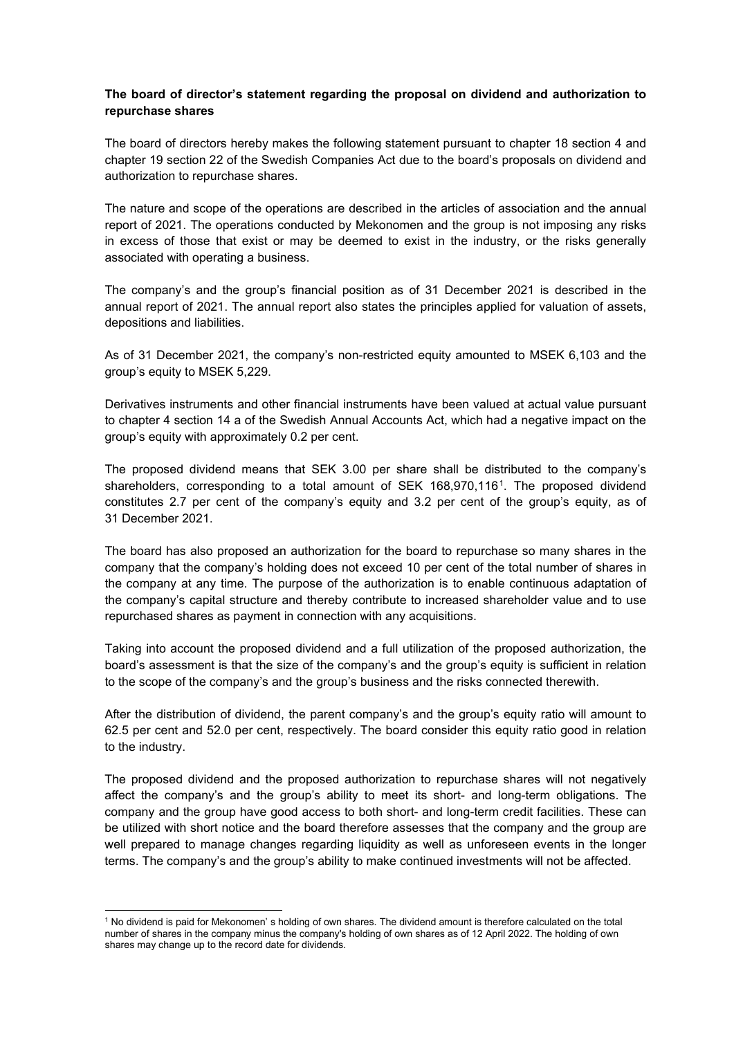**The board of director's statement regarding the proposal on dividend and authorization to repurchase shares**

The board of directors hereby makes the following statement pursuant to chapter 18 section 4 and chapter 19 section 22 of the Swedish Companies Act due to the board's proposals on dividend and authorization to repurchase shares.

The nature and scope of the operations are described in the articles of association and the annual report of 2021. The operations conducted by Mekonomen and the group is not imposing any risks in excess of those that exist or may be deemed to exist in the industry, or the risks generally associated with operating a business.

The company's and the group's financial position as of 31 December 2021 is described in the annual report of 2021. The annual report also states the principles applied for valuation of assets, depositions and liabilities.

As of 31 December 2021, the company's non-restricted equity amounted to MSEK 6,103 and the group's equity to MSEK 5,229.

Derivatives instruments and other financial instruments have been valued at actual value pursuant to chapter 4 section 14 a of the Swedish Annual Accounts Act, which had a negative impact on the group's equity with approximately 0.2 per cent.

The proposed dividend means that SEK 3.00 per share shall be distributed to the company's shareholders, corresponding to a total amount of SEK 168,970,116[1]. The proposed dividend constitutes 2.7 per cent of the company's equity and 3.2 per cent of the group's equity, as of 31 December 2021.

The board has also proposed an authorization for the board to repurchase so many shares in the company that the company's holding does not exceed 10 per cent of the total number of shares in the company at any time. The purpose of the authorization is to enable continuous adaptation of the company's capital structure and thereby contribute to increased shareholder value and to use repurchased shares as payment in connection with any acquisitions.

Taking into account the proposed dividend and a full utilization of the proposed authorization, the board's assessment is that the size of the company's and the group's equity is sufficient in relation to the scope of the company's and the group's business and the risks connected therewith.

After the distribution of dividend, the parent company's and the group's equity ratio will amount to 62.5 per cent and 52.0 per cent, respectively. The board consider this equity ratio good in relation to the industry.

The proposed dividend and the proposed authorization to repurchase shares will not negatively affect the company's and the group's ability to meet its short- and long-term obligations. The company and the group have good access to both short- and long-term credit facilities. These can be utilized with short notice and the board therefore assesses that the company and the group are well prepared to manage changes regarding liquidity as well as unforeseen events in the longer terms. The company's and the group's ability to make continued investments will not be affected.

[1] No dividend is paid for Mekonomen' s holding of own shares. The dividend amount is therefore calculated on the total number of shares in the company minus the company's holding of own shares as of 12 April 2022. The holding of own shares may change up to the record date for dividends.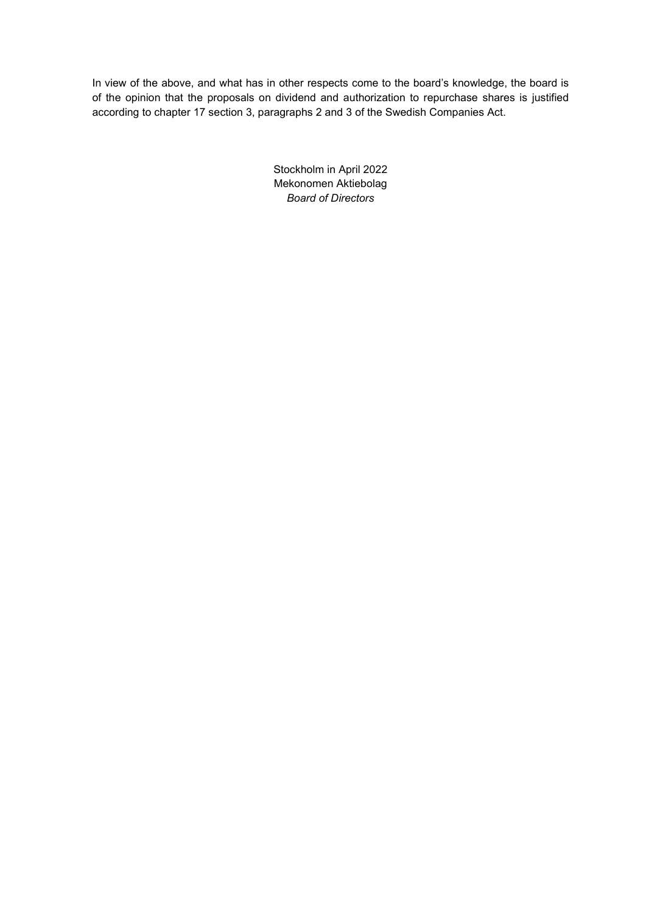In view of the above, and what has in other respects come to the board's knowledge, the board is of the opinion that the proposals on dividend and authorization to repurchase shares is justified according to chapter 17 section 3, paragraphs 2 and 3 of the Swedish Companies Act.

Stockholm in April 2022
Mekonomen Aktiebolag
*Board of Directors*